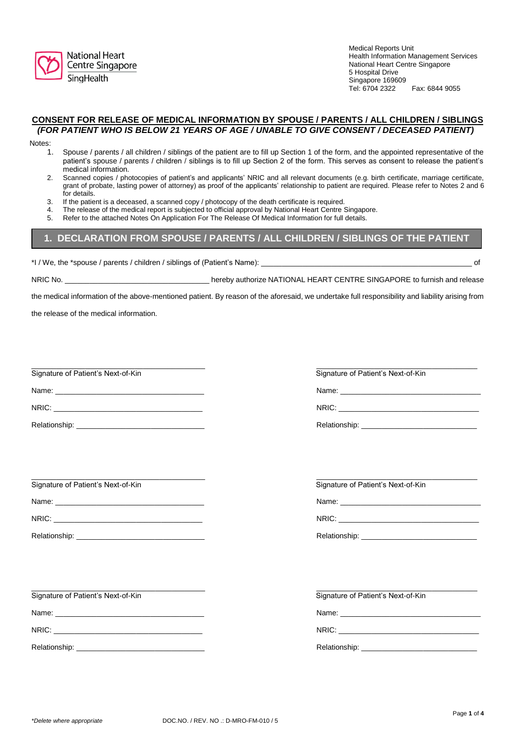National Heart Centre Singapore
SingHealth

Medical Reports Unit
Health Information Management Services
National Heart Centre Singapore
5 Hospital Drive
Singapore 169609
Tel: 6704 2322 Fax: 6844 9055

## CONSENT FOR RELEASE OF MEDICAL INFORMATION BY SPOUSE / PARENTS / ALL CHILDREN / SIBLINGS

### *(FOR PATIENT WHO IS BELOW 21 YEARS OF AGE / UNABLE TO GIVE CONSENT / DECEASED PATIENT)*

Notes:

1. Spouse / parents / all children / siblings of the patient are to fill up Section 1 of the form, and the appointed representative of the patient's spouse / parents / children / siblings is to fill up Section 2 of the form. This serves as consent to release the patient's medical information.
2. Scanned copies / photocopies of patient's and applicants' NRIC and all relevant documents (e.g. birth certificate, marriage certificate, grant of probate, lasting power of attorney) as proof of the applicants' relationship to patient are required. Please refer to Notes 2 and 6 for details.
3. If the patient is a deceased, a scanned copy / photocopy of the death certificate is required.
4. The release of the medical report is subjected to official approval by National Heart Centre Singapore.
5. Refer to the attached Notes On Application For The Release Of Medical Information for full details.

## 1. DECLARATION FROM SPOUSE / PARENTS / ALL CHILDREN / SIBLINGS OF THE PATIENT

*I / We, the *spouse / parents / children / siblings of (Patient's Name): ________________________________________________ of

NRIC No. ________________________________ hereby authorize NATIONAL HEART CENTRE SINGAPORE to furnish and release the medical information of the above-mentioned patient. By reason of the aforesaid, we undertake full responsibility and liability arising from the release of the medical information.

________________________________
Signature of Patient's Next-of-Kin

Name: ________________________________

NRIC: ________________________________

Relationship: ____________________________

________________________________
Signature of Patient's Next-of-Kin

Name: ________________________________

NRIC: ________________________________

Relationship: ____________________________

________________________________
Signature of Patient's Next-of-Kin

Name: ________________________________

NRIC: ________________________________

Relationship: ____________________________

________________________________
Signature of Patient's Next-of-Kin

Name: ________________________________

NRIC: ________________________________

Relationship: ____________________________

________________________________
Signature of Patient's Next-of-Kin

Name: ________________________________

NRIC: ________________________________

Relationship: ____________________________

________________________________
Signature of Patient's Next-of-Kin

Name: ________________________________

NRIC: ________________________________

Relationship: ____________________________

*\*Delete where appropriate*

DOC.NO. / REV. NO .: D-MRO-FM-010 / 5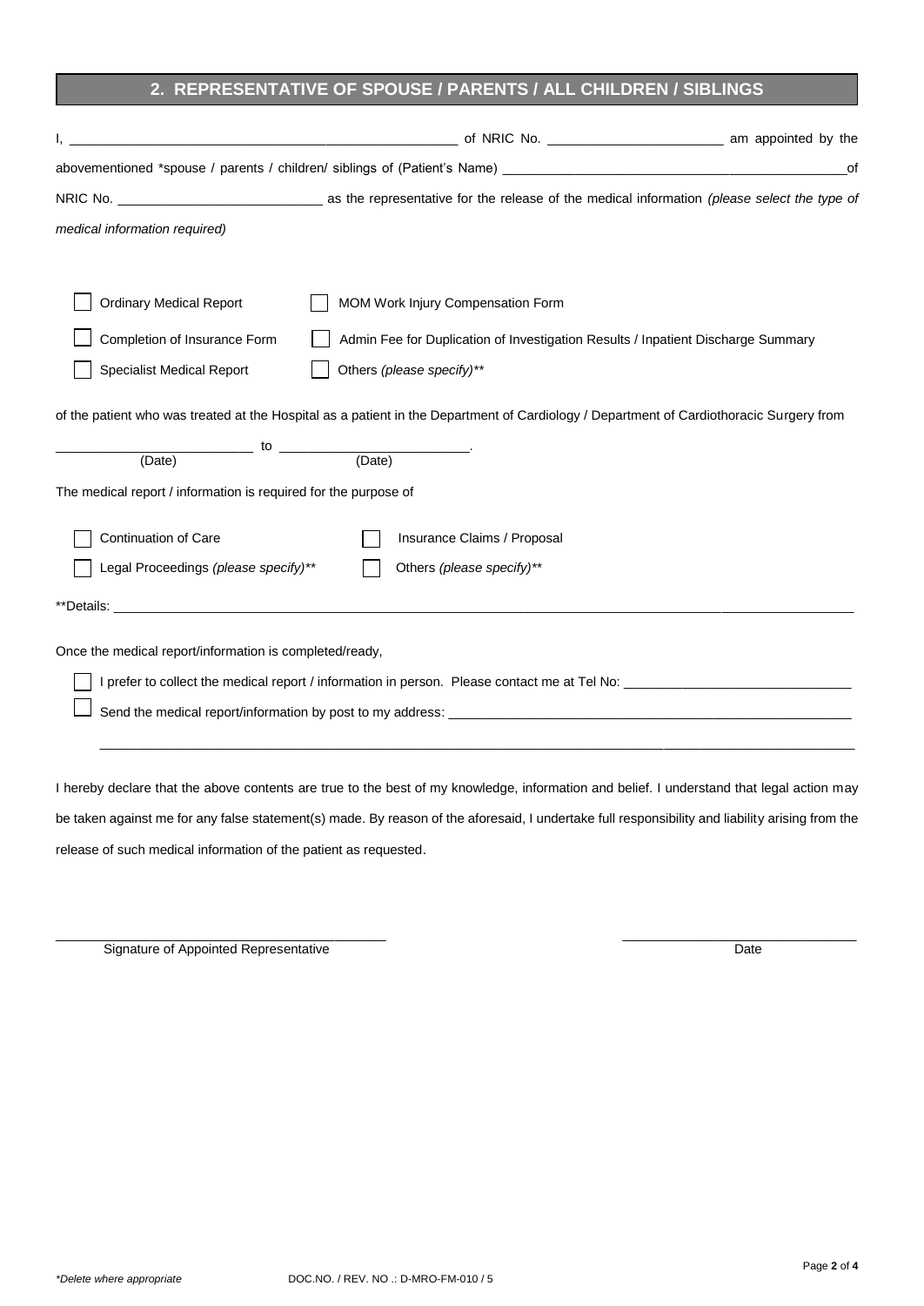## 2. REPRESENTATIVE OF SPOUSE / PARENTS / ALL CHILDREN / SIBLINGS

I, ____________________________________________________ of NRIC No. ________________________ am appointed by the abovementioned *spouse / parents / children/ siblings of (Patient's Name) ________________________________________________of NRIC No. ____________________________ as the representative for the release of the medical information *(please select the type of medical information required)*

- ☐ Ordinary Medical Report
- ☐ MOM Work Injury Compensation Form
- ☐ Completion of Insurance Form
- ☐ Admin Fee for Duplication of Investigation Results / Inpatient Discharge Summary
- ☐ Specialist Medical Report
- ☐ Others *(please specify)***

of the patient who was treated at the Hospital as a patient in the Department of Cardiology / Department of Cardiothoracic Surgery from

__________________________ to __________________________.
(Date) (Date)

The medical report / information is required for the purpose of

- ☐ Continuation of Care
- ☐ Insurance Claims / Proposal
- ☐ Legal Proceedings *(please specify)***
- ☐ Others *(please specify)***

**Details: ________________________________________________________________________________________________

Once the medical report/information is completed/ready,

- ☐ I prefer to collect the medical report / information in person. Please contact me at Tel No: _______________________________
- ☐ Send the medical report/information by post to my address: ________________________________________________________

________________________________________________________________________________________________

I hereby declare that the above contents are true to the best of my knowledge, information and belief. I understand that legal action may be taken against me for any false statement(s) made. By reason of the aforesaid, I undertake full responsibility and liability arising from the release of such medical information of the patient as requested.

_____________________________________________ _________________________________
Signature of Appointed Representative Date

*Delete where appropriate

DOC.NO. / REV. NO .: D-MRO-FM-010 / 5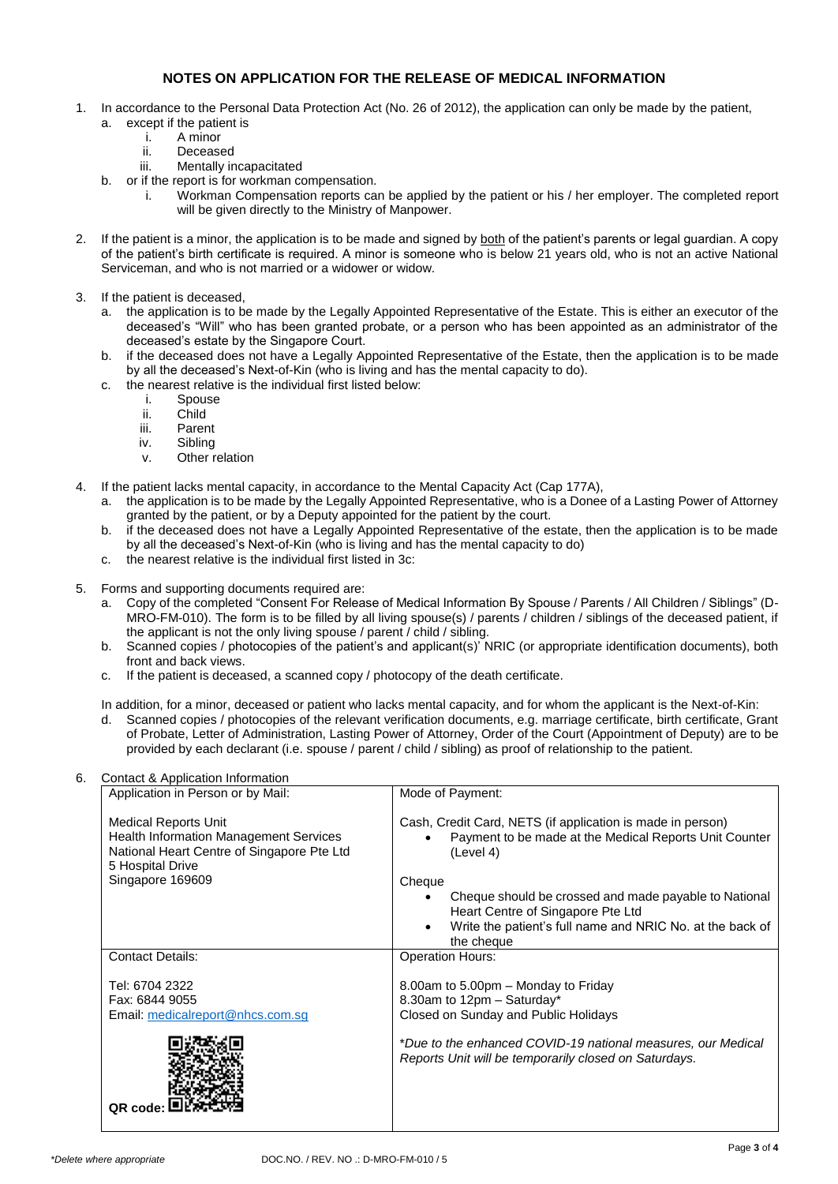## NOTES ON APPLICATION FOR THE RELEASE OF MEDICAL INFORMATION

1. In accordance to the Personal Data Protection Act (No. 26 of 2012), the application can only be made by the patient,
   a. except if the patient is
      i. A minor
      ii. Deceased
      iii. Mentally incapacitated
   b. or if the report is for workman compensation.
      i. Workman Compensation reports can be applied by the patient or his / her employer. The completed report will be given directly to the Ministry of Manpower.

2. If the patient is a minor, the application is to be made and signed by both of the patient's parents or legal guardian. A copy of the patient's birth certificate is required. A minor is someone who is below 21 years old, who is not an active National Serviceman, and who is not married or a widower or widow.

3. If the patient is deceased,
   a. the application is to be made by the Legally Appointed Representative of the Estate. This is either an executor of the deceased's "Will" who has been granted probate, or a person who has been appointed as an administrator of the deceased's estate by the Singapore Court.
   b. if the deceased does not have a Legally Appointed Representative of the Estate, then the application is to be made by all the deceased's Next-of-Kin (who is living and has the mental capacity to do).
   c. the nearest relative is the individual first listed below:
      i. Spouse
      ii. Child
      iii. Parent
      iv. Sibling
      v. Other relation

4. If the patient lacks mental capacity, in accordance to the Mental Capacity Act (Cap 177A),
   a. the application is to be made by the Legally Appointed Representative, who is a Donee of a Lasting Power of Attorney granted by the patient, or by a Deputy appointed for the patient by the court.
   b. if the deceased does not have a Legally Appointed Representative of the estate, then the application is to be made by all the deceased's Next-of-Kin (who is living and has the mental capacity to do)
   c. the nearest relative is the individual first listed in 3c:

5. Forms and supporting documents required are:
   a. Copy of the completed "Consent For Release of Medical Information By Spouse / Parents / All Children / Siblings" (D-MRO-FM-010). The form is to be filled by all living spouse(s) / parents / children / siblings of the deceased patient, if the applicant is not the only living spouse / parent / child / sibling.
   b. Scanned copies / photocopies of the patient's and applicant(s)' NRIC (or appropriate identification documents), both front and back views.
   c. If the patient is deceased, a scanned copy / photocopy of the death certificate.

   In addition, for a minor, deceased or patient who lacks mental capacity, and for whom the applicant is the Next-of-Kin:
   d. Scanned copies / photocopies of the relevant verification documents, e.g. marriage certificate, birth certificate, Grant of Probate, Letter of Administration, Lasting Power of Attorney, Order of the Court (Appointment of Deputy) are to be provided by each declarant (i.e. spouse / parent / child / sibling) as proof of relationship to the patient.

6. Contact & Application Information

| Application in Person or by Mail: | Mode of Payment: |
| --- | --- |
| Medical Reports Unit<br>Health Information Management Services<br>National Heart Centre of Singapore Pte Ltd<br>5 Hospital Drive<br>Singapore 169609 | Cash, Credit Card, NETS (if application is made in person)<br>• Payment to be made at the Medical Reports Unit Counter (Level 4)<br><br>Cheque<br>• Cheque should be crossed and made payable to National Heart Centre of Singapore Pte Ltd<br>• Write the patient's full name and NRIC No. at the back of the cheque |
| Contact Details:<br><br>Tel: 6704 2322<br>Fax: 6844 9055<br>Email: medicalreport@nhcs.com.sg<br><br>QR code: | Operation Hours:<br><br>8.00am to 5.00pm – Monday to Friday<br>8.30am to 12pm – Saturday*<br>Closed on Sunday and Public Holidays<br><br>*Due to the enhanced COVID-19 national measures, our Medical Reports Unit will be temporarily closed on Saturdays.* |

*Delete where appropriate* DOC.NO. / REV. NO .: D-MRO-FM-010 / 5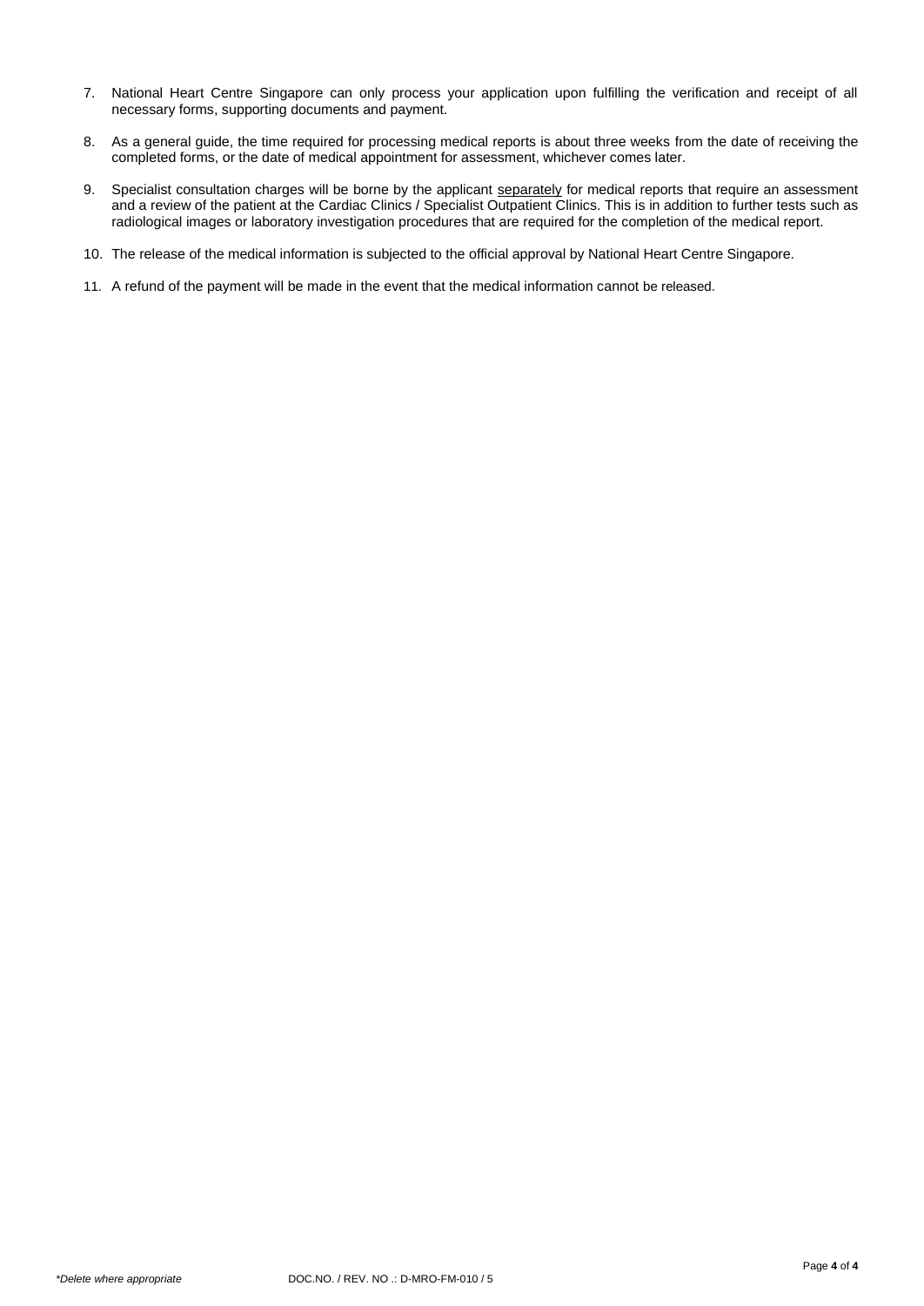7. National Heart Centre Singapore can only process your application upon fulfilling the verification and receipt of all necessary forms, supporting documents and payment.

8. As a general guide, the time required for processing medical reports is about three weeks from the date of receiving the completed forms, or the date of medical appointment for assessment, whichever comes later.

9. Specialist consultation charges will be borne by the applicant <u>separately</u> for medical reports that require an assessment and a review of the patient at the Cardiac Clinics / Specialist Outpatient Clinics. This is in addition to further tests such as radiological images or laboratory investigation procedures that are required for the completion of the medical report.

10. The release of the medical information is subjected to the official approval by National Heart Centre Singapore.

11. A refund of the payment will be made in the event that the medical information cannot be released.

*\*Delete where appropriate*     DOC.NO. / REV. NO .: D-MRO-FM-010 / 5